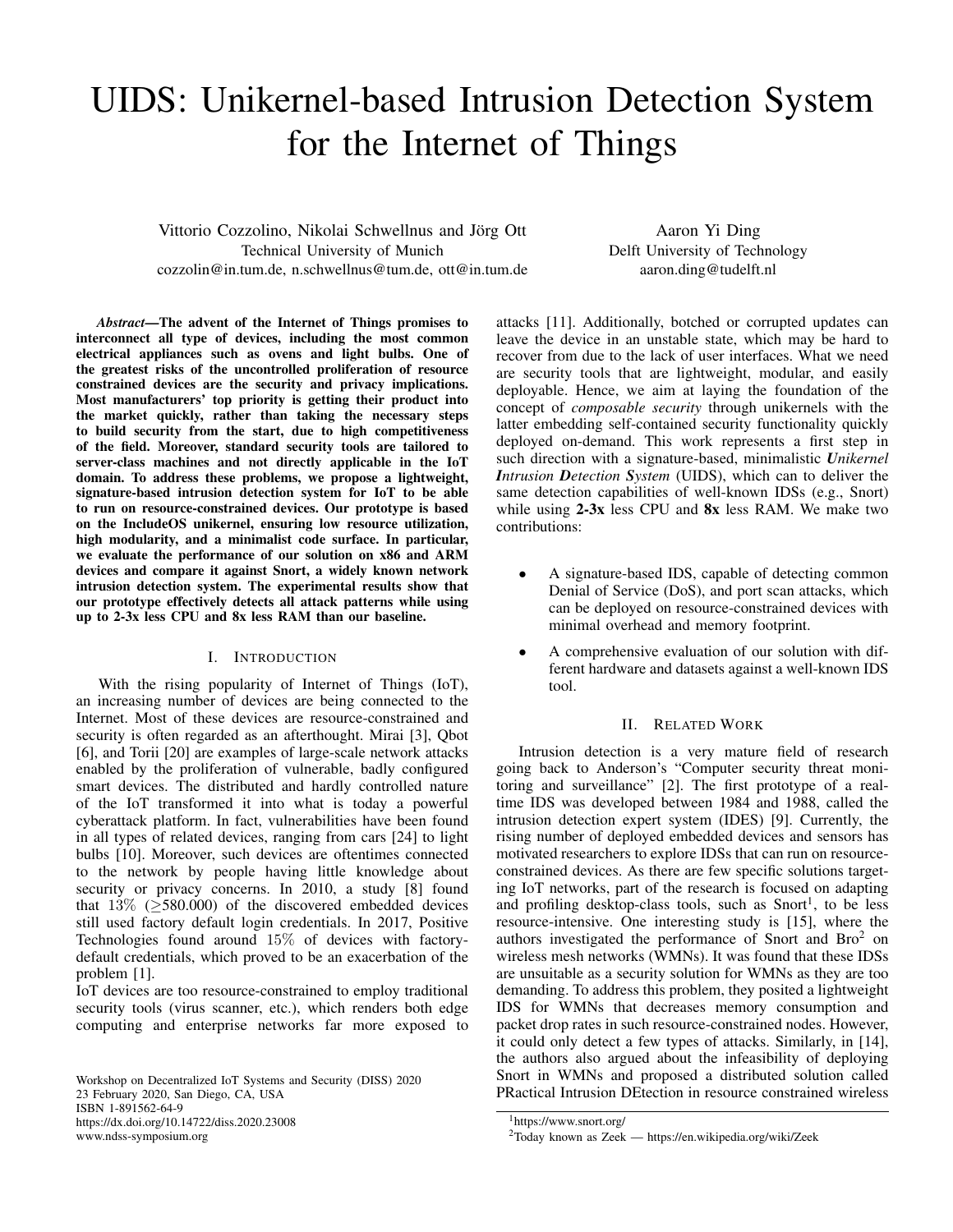# UIDS: Unikernel-based Intrusion Detection System for the Internet of Things

Vittorio Cozzolino, Nikolai Schwellnus and Jörg Ott
Technical University of Munich
cozzolin@in.tum.de, n.schwellnus@tum.de, ott@in.tum.de

Aaron Yi Ding
Delft University of Technology
aaron.ding@tudelft.nl

***Abstract*—The advent of the Internet of Things promises to interconnect all type of devices, including the most common electrical appliances such as ovens and light bulbs. One of the greatest risks of the uncontrolled proliferation of resource constrained devices are the security and privacy implications. Most manufacturers' top priority is getting their product into the market quickly, rather than taking the necessary steps to build security from the start, due to high competitiveness of the field. Moreover, standard security tools are tailored to server-class machines and not directly applicable in the IoT domain. To address these problems, we propose a lightweight, signature-based intrusion detection system for IoT to be able to run on resource-constrained devices. Our prototype is based on the IncludeOS unikernel, ensuring low resource utilization, high modularity, and a minimalist code surface. In particular, we evaluate the performance of our solution on x86 and ARM devices and compare it against Snort, a widely known network intrusion detection system. The experimental results show that our prototype effectively detects all attack patterns while using up to 2-3x less CPU and 8x less RAM than our baseline.**

## I. Introduction

With the rising popularity of Internet of Things (IoT), an increasing number of devices are being connected to the Internet. Most of these devices are resource-constrained and security is often regarded as an afterthought. Mirai [3], Qbot [6], and Torii [20] are examples of large-scale network attacks enabled by the proliferation of vulnerable, badly configured smart devices. The distributed and hardly controlled nature of the IoT transformed it into what is today a powerful cyberattack platform. In fact, vulnerabilities have been found in all types of related devices, ranging from cars [24] to light bulbs [10]. Moreover, such devices are oftentimes connected to the network by people having little knowledge about security or privacy concerns. In 2010, a study [8] found that 13% (≥580.000) of the discovered embedded devices still used factory default login credentials. In 2017, Positive Technologies found around 15% of devices with factory-default credentials, which proved to be an exacerbation of the problem [1].

IoT devices are too resource-constrained to employ traditional security tools (virus scanner, etc.), which renders both edge computing and enterprise networks far more exposed to attacks [11]. Additionally, botched or corrupted updates can leave the device in an unstable state, which may be hard to recover from due to the lack of user interfaces. What we need are security tools that are lightweight, modular, and easily deployable. Hence, we aim at laying the foundation of the concept of *composable security* through unikernels with the latter embedding self-contained security functionality quickly deployed on-demand. This work represents a first step in such direction with a signature-based, minimalistic ***U**nikernel **I**ntrusion **D**etection **S**ystem* (UIDS), which can to deliver the same detection capabilities of well-known IDSs (e.g., Snort) while using **2-3x** less CPU and **8x** less RAM. We make two contributions:

- A signature-based IDS, capable of detecting common Denial of Service (DoS), and port scan attacks, which can be deployed on resource-constrained devices with minimal overhead and memory footprint.
- A comprehensive evaluation of our solution with different hardware and datasets against a well-known IDS tool.

## II. Related Work

Intrusion detection is a very mature field of research going back to Anderson's "Computer security threat monitoring and surveillance" [2]. The first prototype of a real-time IDS was developed between 1984 and 1988, called the intrusion detection expert system (IDES) [9]. Currently, the rising number of deployed embedded devices and sensors has motivated researchers to explore IDSs that can run on resource-constrained devices. As there are few specific solutions targeting IoT networks, part of the research is focused on adapting and profiling desktop-class tools, such as Snort[1], to be less resource-intensive. One interesting study is [15], where the authors investigated the performance of Snort and Bro[2] on wireless mesh networks (WMNs). It was found that these IDSs are unsuitable as a security solution for WMNs as they are too demanding. To address this problem, they posited a lightweight IDS for WMNs that decreases memory consumption and packet drop rates in such resource-constrained nodes. However, it could only detect a few types of attacks. Similarly, in [14], the authors also argued about the infeasibility of deploying Snort in WMNs and proposed a distributed solution called PRactical Intrusion DEtection in resource constrained wireless

[1] https://www.snort.org/

[2] Today known as Zeek — https://en.wikipedia.org/wiki/Zeek

Workshop on Decentralized IoT Systems and Security (DISS) 2020
23 February 2020, San Diego, CA, USA
ISBN 1-891562-64-9
https://dx.doi.org/10.14722/diss.2020.23008
www.ndss-symposium.org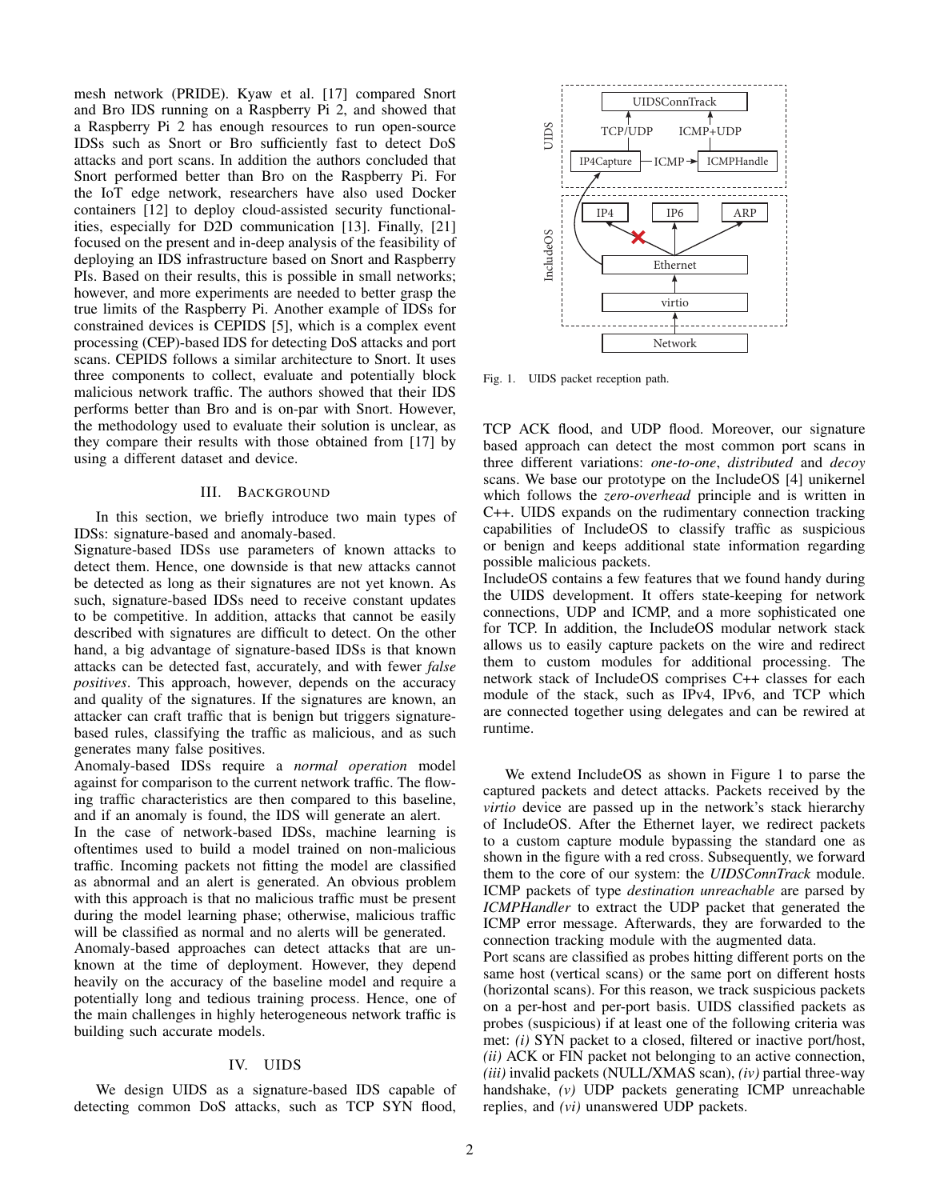mesh network (PRIDE). Kyaw et al. [17] compared Snort and Bro IDS running on a Raspberry Pi 2, and showed that a Raspberry Pi 2 has enough resources to run open-source IDSs such as Snort or Bro sufficiently fast to detect DoS attacks and port scans. In addition the authors concluded that Snort performed better than Bro on the Raspberry Pi. For the IoT edge network, researchers have also used Docker containers [12] to deploy cloud-assisted security functionalities, especially for D2D communication [13]. Finally, [21] focused on the present and in-deep analysis of the feasibility of deploying an IDS infrastructure based on Snort and Raspberry PIs. Based on their results, this is possible in small networks; however, and more experiments are needed to better grasp the true limits of the Raspberry Pi. Another example of IDSs for constrained devices is CEPIDS [5], which is a complex event processing (CEP)-based IDS for detecting DoS attacks and port scans. CEPIDS follows a similar architecture to Snort. It uses three components to collect, evaluate and potentially block malicious network traffic. The authors showed that their IDS performs better than Bro and is on-par with Snort. However, the methodology used to evaluate their solution is unclear, as they compare their results with those obtained from [17] by using a different dataset and device.

## III. Background

In this section, we briefly introduce two main types of IDSs: signature-based and anomaly-based.

Signature-based IDSs use parameters of known attacks to detect them. Hence, one downside is that new attacks cannot be detected as long as their signatures are not yet known. As such, signature-based IDSs need to receive constant updates to be competitive. In addition, attacks that cannot be easily described with signatures are difficult to detect. On the other hand, a big advantage of signature-based IDSs is that known attacks can be detected fast, accurately, and with fewer *false positives*. This approach, however, depends on the accuracy and quality of the signatures. If the signatures are known, an attacker can craft traffic that is benign but triggers signature-based rules, classifying the traffic as malicious, and as such generates many false positives.

Anomaly-based IDSs require a *normal operation* model against for comparison to the current network traffic. The flowing traffic characteristics are then compared to this baseline, and if an anomaly is found, the IDS will generate an alert.

In the case of network-based IDSs, machine learning is oftentimes used to build a model trained on non-malicious traffic. Incoming packets not fitting the model are classified as abnormal and an alert is generated. An obvious problem with this approach is that no malicious traffic must be present during the model learning phase; otherwise, malicious traffic will be classified as normal and no alerts will be generated.

Anomaly-based approaches can detect attacks that are unknown at the time of deployment. However, they depend heavily on the accuracy of the baseline model and require a potentially long and tedious training process. Hence, one of the main challenges in highly heterogeneous network traffic is building such accurate models.

## IV. UIDS

We design UIDS as a signature-based IDS capable of detecting common DoS attacks, such as TCP SYN flood, TCP ACK flood, and UDP flood. Moreover, our signature based approach can detect the most common port scans in three different variations: *one-to-one*, *distributed* and *decoy* scans. We base our prototype on the IncludeOS [4] unikernel which follows the *zero-overhead* principle and is written in C++. UIDS expands on the rudimentary connection tracking capabilities of IncludeOS to classify traffic as suspicious or benign and keeps additional state information regarding possible malicious packets.

IncludeOS contains a few features that we found handy during the UIDS development. It offers state-keeping for network connections, UDP and ICMP, and a more sophisticated one for TCP. In addition, the IncludeOS modular network stack allows us to easily capture packets on the wire and redirect them to custom modules for additional processing. The network stack of IncludeOS comprises C++ classes for each module of the stack, such as IPv4, IPv6, and TCP which are connected together using delegates and can be rewired at runtime.

Fig. 1. UIDS packet reception path.

We extend IncludeOS as shown in Figure 1 to parse the captured packets and detect attacks. Packets received by the *virtio* device are passed up in the network's stack hierarchy of IncludeOS. After the Ethernet layer, we redirect packets to a custom capture module bypassing the standard one as shown in the figure with a red cross. Subsequently, we forward them to the core of our system: the *UIDSConnTrack* module. ICMP packets of type *destination unreachable* are parsed by *ICMPHandler* to extract the UDP packet that generated the ICMP error message. Afterwards, they are forwarded to the connection tracking module with the augmented data.

Port scans are classified as probes hitting different ports on the same host (vertical scans) or the same port on different hosts (horizontal scans). For this reason, we track suspicious packets on a per-host and per-port basis. UIDS classified packets as probes (suspicious) if at least one of the following criteria was met: *(i)* SYN packet to a closed, filtered or inactive port/host, *(ii)* ACK or FIN packet not belonging to an active connection, *(iii)* invalid packets (NULL/XMAS scan), *(iv)* partial three-way handshake, *(v)* UDP packets generating ICMP unreachable replies, and *(vi)* unanswered UDP packets.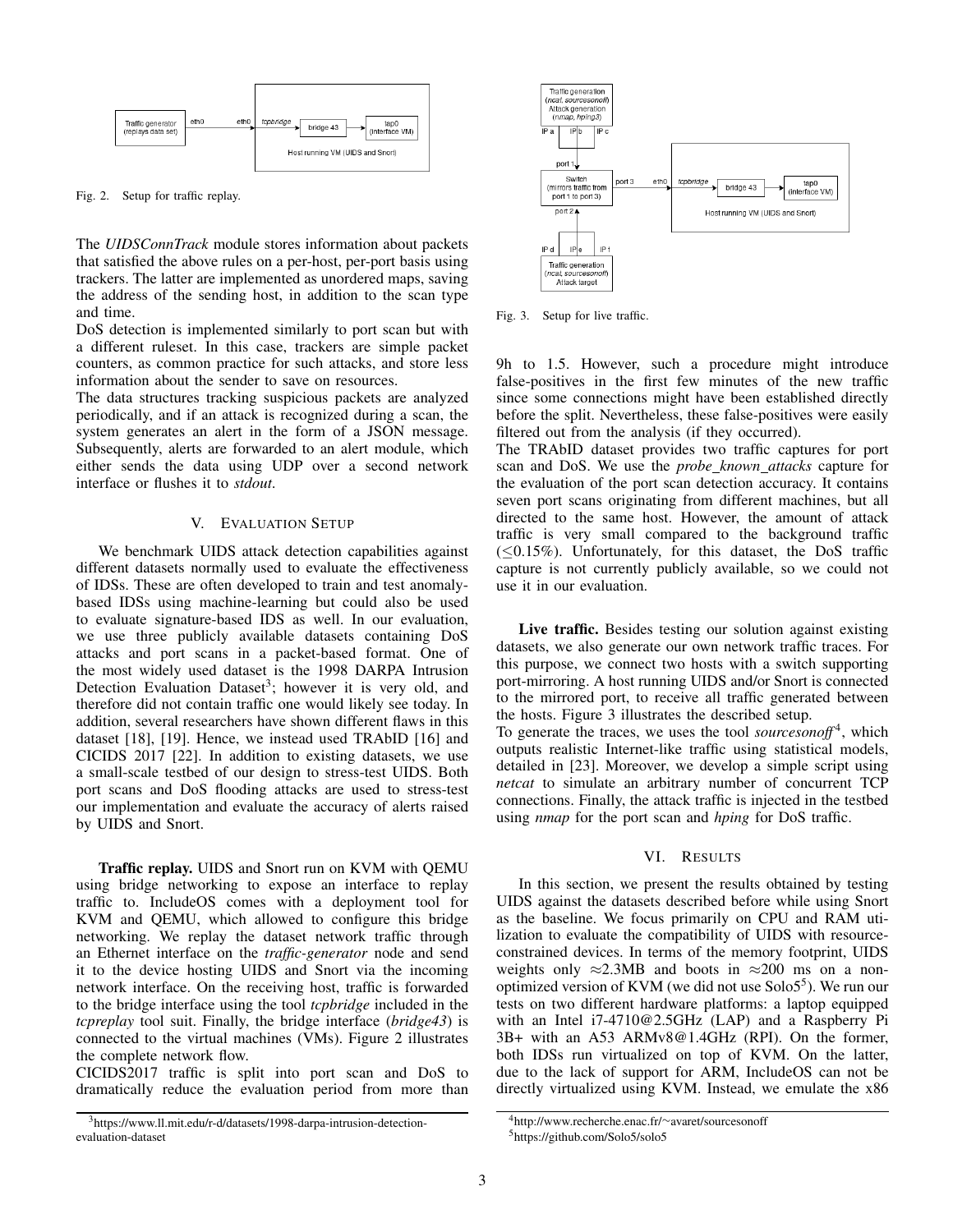Fig. 2. Setup for traffic replay.

The *UIDSConnTrack* module stores information about packets that satisfied the above rules on a per-host, per-port basis using trackers. The latter are implemented as unordered maps, saving the address of the sending host, in addition to the scan type and time.
DoS detection is implemented similarly to port scan but with a different ruleset. In this case, trackers are simple packet counters, as common practice for such attacks, and store less information about the sender to save on resources.
The data structures tracking suspicious packets are analyzed periodically, and if an attack is recognized during a scan, the system generates an alert in the form of a JSON message. Subsequently, alerts are forwarded to an alert module, which either sends the data using UDP over a second network interface or flushes it to *stdout*.

## V. Evaluation Setup

We benchmark UIDS attack detection capabilities against different datasets normally used to evaluate the effectiveness of IDSs. These are often developed to train and test anomaly-based IDSs using machine-learning but could also be used to evaluate signature-based IDS as well. In our evaluation, we use three publicly available datasets containing DoS attacks and port scans in a packet-based format. One of the most widely used dataset is the 1998 DARPA Intrusion Detection Evaluation Dataset[3]; however it is very old, and therefore did not contain traffic one would likely see today. In addition, several researchers have shown different flaws in this dataset [18], [19]. Hence, we instead used TRAbID [16] and CICIDS 2017 [22]. In addition to existing datasets, we use a small-scale testbed of our design to stress-test UIDS. Both port scans and DoS flooding attacks are used to stress-test our implementation and evaluate the accuracy of alerts raised by UIDS and Snort.

**Traffic replay.** UIDS and Snort run on KVM with QEMU using bridge networking to expose an interface to replay traffic to. IncludeOS comes with a deployment tool for KVM and QEMU, which allowed to configure this bridge networking. We replay the dataset network traffic through an Ethernet interface on the *traffic-generator* node and send it to the device hosting UIDS and Snort via the incoming network interface. On the receiving host, traffic is forwarded to the bridge interface using the tool *tcpbridge* included in the *tcpreplay* tool suit. Finally, the bridge interface (*bridge43*) is connected to the virtual machines (VMs). Figure 2 illustrates the complete network flow.
CICIDS2017 traffic is split into port scan and DoS to dramatically reduce the evaluation period from more than 9h to 1.5. However, such a procedure might introduce false-positives in the first few minutes of the new traffic since some connections might have been established directly before the split. Nevertheless, these false-positives were easily filtered out from the analysis (if they occurred).
The TRAbID dataset provides two traffic captures for port scan and DoS. We use the *probe_known_attacks* capture for the evaluation of the port scan detection accuracy. It contains seven port scans originating from different machines, but all directed to the same host. However, the amount of attack traffic is very small compared to the background traffic ($\leq$0.15%). Unfortunately, for this dataset, the DoS traffic capture is not currently publicly available, so we could not use it in our evaluation.

[3]https://www.ll.mit.edu/r-d/datasets/1998-darpa-intrusion-detection-evaluation-dataset

Fig. 3. Setup for live traffic.

**Live traffic.** Besides testing our solution against existing datasets, we also generate our own network traffic traces. For this purpose, we connect two hosts with a switch supporting port-mirroring. A host running UIDS and/or Snort is connected to the mirrored port, to receive all traffic generated between the hosts. Figure 3 illustrates the described setup.
To generate the traces, we uses the tool *sourcesonoff*[4], which outputs realistic Internet-like traffic using statistical models, detailed in [23]. Moreover, we develop a simple script using *netcat* to simulate an arbitrary number of concurrent TCP connections. Finally, the attack traffic is injected in the testbed using *nmap* for the port scan and *hping* for DoS traffic.

## VI. Results

In this section, we present the results obtained by testing UIDS against the datasets described before while using Snort as the baseline. We focus primarily on CPU and RAM utilization to evaluate the compatibility of UIDS with resource-constrained devices. In terms of the memory footprint, UIDS weights only $\approx$2.3MB and boots in $\approx$200 ms on a non-optimized version of KVM (we did not use Solo5[5]). We run our tests on two different hardware platforms: a laptop equipped with an Intel i7-4710@2.5GHz (LAP) and a Raspberry Pi 3B+ with an A53 ARMv8@1.4GHz (RPI). On the former, both IDSs run virtualized on top of KVM. On the latter, due to the lack of support for ARM, IncludeOS can not be directly virtualized using KVM. Instead, we emulate the x86

[4]http://www.recherche.enac.fr/~avaret/sourcesonoff

[5]https://github.com/Solo5/solo5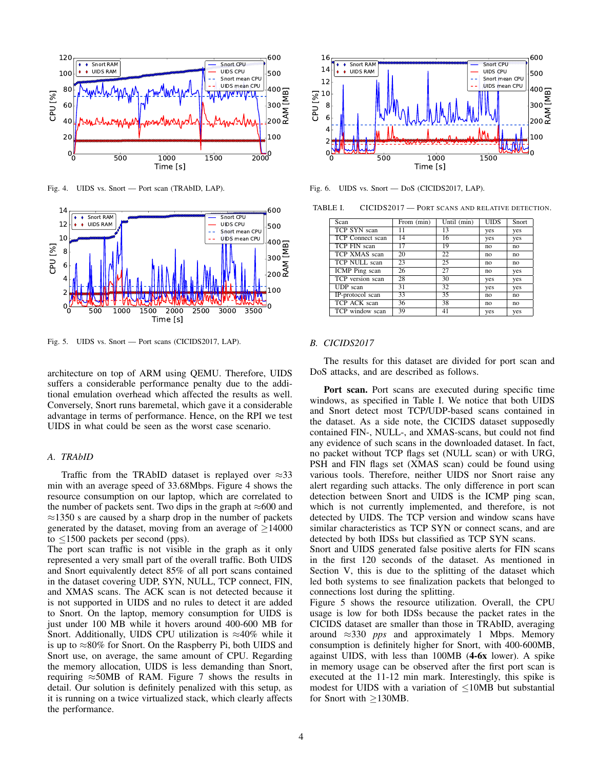Fig. 4. UIDS vs. Snort — Port scan (TRAbID, LAP).

Fig. 5. UIDS vs. Snort — Port scans (CICIDS2017, LAP).

architecture on top of ARM using QEMU. Therefore, UIDS suffers a considerable performance penalty due to the additional emulation overhead which affected the results as well. Conversely, Snort runs baremetal, which gave it a considerable advantage in terms of performance. Hence, on the RPI we test UIDS in what could be seen as the worst case scenario.

### A. TRAbID

Traffic from the TRAbID dataset is replayed over ≈33 min with an average speed of 33.68Mbps. Figure 4 shows the resource consumption on our laptop, which are correlated to the number of packets sent. Two dips in the graph at ≈600 and ≈1350 s are caused by a sharp drop in the number of packets generated by the dataset, moving from an average of ≥14000 to ≤1500 packets per second (pps).
The port scan traffic is not visible in the graph as it only represented a very small part of the overall traffic. Both UIDS and Snort equivalently detect 85% of all port scans contained in the dataset covering UDP, SYN, NULL, TCP connect, FIN, and XMAS scans. The ACK scan is not detected because it is not supported in UIDS and no rules to detect it are added to Snort. On the laptop, memory consumption for UIDS is just under 100 MB while it hovers around 400-600 MB for Snort. Additionally, UIDS CPU utilization is ≈40% while it is up to ≈80% for Snort. On the Raspberry Pi, both UIDS and Snort use, on average, the same amount of CPU. Regarding the memory allocation, UIDS is less demanding than Snort, requiring ≈50MB of RAM. Figure 7 shows the results in detail. Our solution is definitely penalized with this setup, as it is running on a twice virtualized stack, which clearly affects the performance.

Fig. 6. UIDS vs. Snort — DoS (CICIDS2017, LAP).

TABLE I. CICIDS2017 — Port scans and relative detection.

| Scan | From (min) | Until (min) | UIDS | Snort |
|---|---|---|---|---|
| TCP SYN scan | 11 | 13 | yes | yes |
| TCP Connect scan | 14 | 16 | yes | yes |
| TCP FIN scan | 17 | 19 | no | no |
| TCP XMAS scan | 20 | 22 | no | no |
| TCP NULL scan | 23 | 25 | no | no |
| ICMP Ping scan | 26 | 27 | no | yes |
| TCP version scan | 28 | 30 | yes | yes |
| UDP scan | 31 | 32 | yes | yes |
| IP-protocol scan | 33 | 35 | no | no |
| TCP ACK scan | 36 | 38 | no | no |
| TCP window scan | 39 | 41 | yes | yes |

### B. CICIDS2017

The results for this dataset are divided for port scan and DoS attacks, and are described as follows.

**Port scan.** Port scans are executed during specific time windows, as specified in Table I. We notice that both UIDS and Snort detect most TCP/UDP-based scans contained in the dataset. As a side note, the CICIDS dataset supposedly contained FIN-, NULL-, and XMAS-scans, but could not find any evidence of such scans in the downloaded dataset. In fact, no packet without TCP flags set (NULL scan) or with URG, PSH and FIN flags set (XMAS scan) could be found using various tools. Therefore, neither UIDS nor Snort raise any alert regarding such attacks. The only difference in port scan detection between Snort and UIDS is the ICMP ping scan, which is not currently implemented, and therefore, is not detected by UIDS. The TCP version and window scans have similar characteristics as TCP SYN or connect scans, and are detected by both IDSs but classified as TCP SYN scans.
Snort and UIDS generated false positive alerts for FIN scans in the first 120 seconds of the dataset. As mentioned in Section V, this is due to the splitting of the dataset which led both systems to see finalization packets that belonged to connections lost during the splitting.
Figure 5 shows the resource utilization. Overall, the CPU usage is low for both IDSs because the packet rates in the CICIDS dataset are smaller than those in TRAbID, averaging around ≈330 *pps* and approximately 1 Mbps. Memory consumption is definitely higher for Snort, with 400-600MB, against UIDS, with less than 100MB (**4-6x** lower). A spike in memory usage can be observed after the first port scan is executed at the 11-12 min mark. Interestingly, this spike is modest for UIDS with a variation of ≤10MB but substantial for Snort with ≥130MB.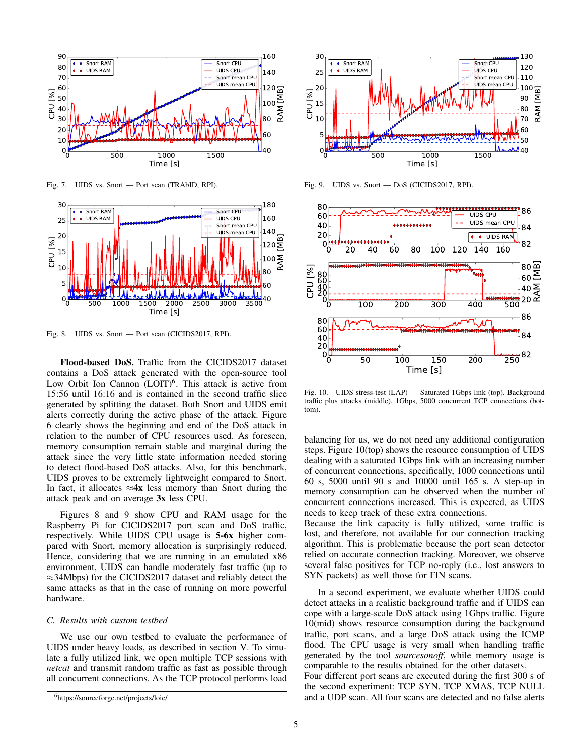Fig. 7. UIDS vs. Snort — Port scan (TRAbID, RPI).

Fig. 8. UIDS vs. Snort — Port scan (CICIDS2017, RPI).

**Flood-based DoS.** Traffic from the CICIDS2017 dataset contains a DoS attack generated with the open-source tool Low Orbit Ion Cannon (LOIT)[6]. This attack is active from 15:56 until 16:16 and is contained in the second traffic slice generated by splitting the dataset. Both Snort and UIDS emit alerts correctly during the active phase of the attack. Figure 6 clearly shows the beginning and end of the DoS attack in relation to the number of CPU resources used. As foreseen, memory consumption remain stable and marginal during the attack since the very little state information needed storing to detect flood-based DoS attacks. Also, for this benchmark, UIDS proves to be extremely lightweight compared to Snort. In fact, it allocates ≈**4x** less memory than Snort during the attack peak and on average **3x** less CPU.

Figures 8 and 9 show CPU and RAM usage for the Raspberry Pi for CICIDS2017 port scan and DoS traffic, respectively. While UIDS CPU usage is **5-6x** higher compared with Snort, memory allocation is surprisingly reduced. Hence, considering that we are running in an emulated x86 environment, UIDS can handle moderately fast traffic (up to ≈34Mbps) for the CICIDS2017 dataset and reliably detect the same attacks as that in the case of running on more powerful hardware.

### *C. Results with custom testbed*

We use our own testbed to evaluate the performance of UIDS under heavy loads, as described in section V. To simulate a fully utilized link, we open multiple TCP sessions with *netcat* and transmit random traffic as fast as possible through all concurrent connections. As the TCP protocol performs load balancing for us, we do not need any additional configuration steps. Figure 10(top) shows the resource consumption of UIDS dealing with a saturated 1Gbps link with an increasing number of concurrent connections, specifically, 1000 connections until 60 s, 5000 until 90 s and 10000 until 165 s. A step-up in memory consumption can be observed when the number of concurrent connections increased. This is expected, as UIDS needs to keep track of these extra connections.
Because the link capacity is fully utilized, some traffic is lost, and therefore, not available for our connection tracking algorithm. This is problematic because the port scan detector relied on accurate connection tracking. Moreover, we observe several false positives for TCP no-reply (i.e., lost answers to SYN packets) as well those for FIN scans.

[6] https://sourceforge.net/projects/loic/

Fig. 9. UIDS vs. Snort — DoS (CICIDS2017, RPI).

Fig. 10. UIDS stress-test (LAP) — Saturated 1Gbps link (top). Background traffic plus attacks (middle). 1Gbps, 5000 concurrent TCP connections (bottom).

In a second experiment, we evaluate whether UIDS could detect attacks in a realistic background traffic and if UIDS can cope with a large-scale DoS attack using 1Gbps traffic. Figure 10(middle) shows resource consumption during the background traffic, port scans, and a large DoS attack using the ICMP flood. The CPU usage is very small when handling traffic generated by the tool *sourcesonoff*, while memory usage is comparable to the results obtained for the other datasets.
Four different port scans are executed during the first 300 s of the second experiment: TCP SYN, TCP XMAS, TCP NULL and a UDP scan. All four scans are detected and no false alerts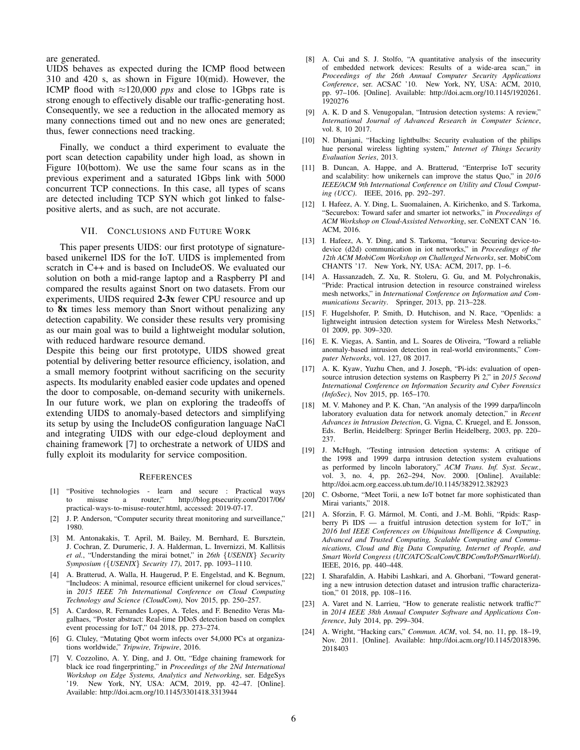are generated.
UIDS behaves as expected during the ICMP flood between 310 and 420 s, as shown in Figure 10(mid). However, the ICMP flood with ≈120,000 *pps* and close to 1Gbps rate is strong enough to effectively disable our traffic-generating host. Consequently, we see a reduction in the allocated memory as many connections timed out and no new ones are generated; thus, fewer connections need tracking.

Finally, we conduct a third experiment to evaluate the port scan detection capability under high load, as shown in Figure 10(bottom). We use the same four scans as in the previous experiment and a saturated 1Gbps link with 5000 concurrent TCP connections. In this case, all types of scans are detected including TCP SYN which got linked to false-positive alerts, and as such, are not accurate.

## VII. Conclusions and Future Work

This paper presents UIDS: our first prototype of signature-based unikernel IDS for the IoT. UIDS is implemented from scratch in C++ and is based on IncludeOS. We evaluated our solution on both a mid-range laptop and a Raspberry PI and compared the results against Snort on two datasets. From our experiments, UIDS required **2-3x** fewer CPU resource and up to **8x** times less memory than Snort without penalizing any detection capability. We consider these results very promising as our main goal was to build a lightweight modular solution, with reduced hardware resource demand.
Despite this being our first prototype, UIDS showed great potential by delivering better resource efficiency, isolation, and a small memory footprint without sacrificing on the security aspects. Its modularity enabled easier code updates and opened the door to composable, on-demand security with unikernels. In our future work, we plan on exploring the tradeoffs of extending UIDS to anomaly-based detectors and simplifying its setup by using the IncludeOS configuration language NaCl and integrating UIDS with our edge-cloud deployment and chaining framework [7] to orchestrate a network of UIDS and fully exploit its modularity for service composition.

## References

[1] "Positive technologies - learn and secure : Practical ways to misuse a router," http://blog.ptsecurity.com/2017/06/practical-ways-to-misuse-router.html, accessed: 2019-07-17.

[2] J. P. Anderson, "Computer security threat monitoring and surveillance," 1980.

[3] M. Antonakakis, T. April, M. Bailey, M. Bernhard, E. Bursztein, J. Cochran, Z. Durumeric, J. A. Halderman, L. Invernizzi, M. Kallitsis *et al.*, "Understanding the mirai botnet," in *26th {USENIX} Security Symposium ({USENIX} Security 17)*, 2017, pp. 1093–1110.

[4] A. Bratterud, A. Walla, H. Haugerud, P. E. Engelstad, and K. Begnum, "Includeos: A minimal, resource efficient unikernel for cloud services," in *2015 IEEE 7th International Conference on Cloud Computing Technology and Science (CloudCom)*, Nov 2015, pp. 250–257.

[5] A. Cardoso, R. Fernandes Lopes, A. Teles, and F. Benedito Veras Magalhaes, "Poster abstract: Real-time DDoS detection based on complex event processing for IoT," 04 2018, pp. 273–274.

[6] G. Cluley, "Mutating Qbot worm infects over 54,000 PCs at organizations worldwide," *Tripwire, Tripwire*, 2016.

[7] V. Cozzolino, A. Y. Ding, and J. Ott, "Edge chaining framework for black ice road fingerprinting," in *Proceedings of the 2Nd International Workshop on Edge Systems, Analytics and Networking*, ser. EdgeSys '19. New York, NY, USA: ACM, 2019, pp. 42–47. [Online]. Available: http://doi.acm.org/10.1145/3301418.3313944

[8] A. Cui and S. J. Stolfo, "A quantitative analysis of the insecurity of embedded network devices: Results of a wide-area scan," in *Proceedings of the 26th Annual Computer Security Applications Conference*, ser. ACSAC '10. New York, NY, USA: ACM, 2010, pp. 97–106. [Online]. Available: http://doi.acm.org/10.1145/1920261.1920276

[9] A. K. D and S. Venugopalan, "Intrusion detection systems: A review," *International Journal of Advanced Research in Computer Science*, vol. 8, 10 2017.

[10] N. Dhanjani, "Hacking lightbulbs: Security evaluation of the philips hue personal wireless lighting system," *Internet of Things Security Evaluation Series*, 2013.

[11] B. Duncan, A. Happe, and A. Bratterud, "Enterprise IoT security and scalability: how unikernels can improve the status Quo," in *2016 IEEE/ACM 9th International Conference on Utility and Cloud Computing (UCC)*. IEEE, 2016, pp. 292–297.

[12] I. Hafeez, A. Y. Ding, L. Suomalainen, A. Kirichenko, and S. Tarkoma, "Securebox: Toward safer and smarter iot networks," in *Proceedings of ACM Workshop on Cloud-Assisted Networking*, ser. CoNEXT CAN '16. ACM, 2016.

[13] I. Hafeez, A. Y. Ding, and S. Tarkoma, "Ioturva: Securing device-to-device (d2d) communication in iot networks," in *Proceedings of the 12th ACM MobiCom Workshop on Challenged Networks*, ser. MobiCom CHANTS '17. New York, NY, USA: ACM, 2017, pp. 1–6.

[14] A. Hassanzadeh, Z. Xu, R. Stoleru, G. Gu, and M. Polychronakis, "Pride: Practical intrusion detection in resource constrained wireless mesh networks," in *International Conference on Information and Communications Security*. Springer, 2013, pp. 213–228.

[15] F. Hugelshofer, P. Smith, D. Hutchison, and N. Race, "Openlids: a lightweight intrusion detection system for Wireless Mesh Networks," 01 2009, pp. 309–320.

[16] E. K. Viegas, A. Santin, and L. Soares de Oliveira, "Toward a reliable anomaly-based intrusion detection in real-world environments," *Computer Networks*, vol. 127, 08 2017.

[17] A. K. Kyaw, Yuzhu Chen, and J. Joseph, "Pi-ids: evaluation of open-source intrusion detection systems on Raspberry Pi 2," in *2015 Second International Conference on Information Security and Cyber Forensics (InfoSec)*, Nov 2015, pp. 165–170.

[18] M. V. Mahoney and P. K. Chan, "An analysis of the 1999 darpa/lincoln laboratory evaluation data for network anomaly detection," in *Recent Advances in Intrusion Detection*, G. Vigna, C. Kruegel, and E. Jonsson, Eds. Berlin, Heidelberg: Springer Berlin Heidelberg, 2003, pp. 220–237.

[19] J. McHugh, "Testing intrusion detection systems: A critique of the 1998 and 1999 darpa intrusion detection system evaluations as performed by lincoln laboratory," *ACM Trans. Inf. Syst. Secur.*, vol. 3, no. 4, pp. 262–294, Nov. 2000. [Online]. Available: http://doi.acm.org.eaccess.ub.tum.de/10.1145/382912.382923

[20] C. Osborne, "Meet Torii, a new IoT botnet far more sophisticated than Mirai variants," 2018.

[21] A. Sforzin, F. G. Mármol, M. Conti, and J.-M. Bohli, "Rpids: Raspberry Pi IDS — a fruitful intrusion detection system for IoT," in *2016 Intl IEEE Conferences on Ubiquitous Intelligence & Computing, Advanced and Trusted Computing, Scalable Computing and Communications, Cloud and Big Data Computing, Internet of People, and Smart World Congress (UIC/ATC/ScalCom/CBDCom/IoP/SmartWorld)*. IEEE, 2016, pp. 440–448.

[22] I. Sharafaldin, A. Habibi Lashkari, and A. Ghorbani, "Toward generating a new intrusion detection dataset and intrusion traffic characterization," 01 2018, pp. 108–116.

[23] A. Varet and N. Larrieu, "How to generate realistic network traffic?" in *2014 IEEE 38th Annual Computer Software and Applications Conference*, July 2014, pp. 299–304.

[24] A. Wright, "Hacking cars," *Commun. ACM*, vol. 54, no. 11, pp. 18–19, Nov. 2011. [Online]. Available: http://doi.acm.org/10.1145/2018396.2018403